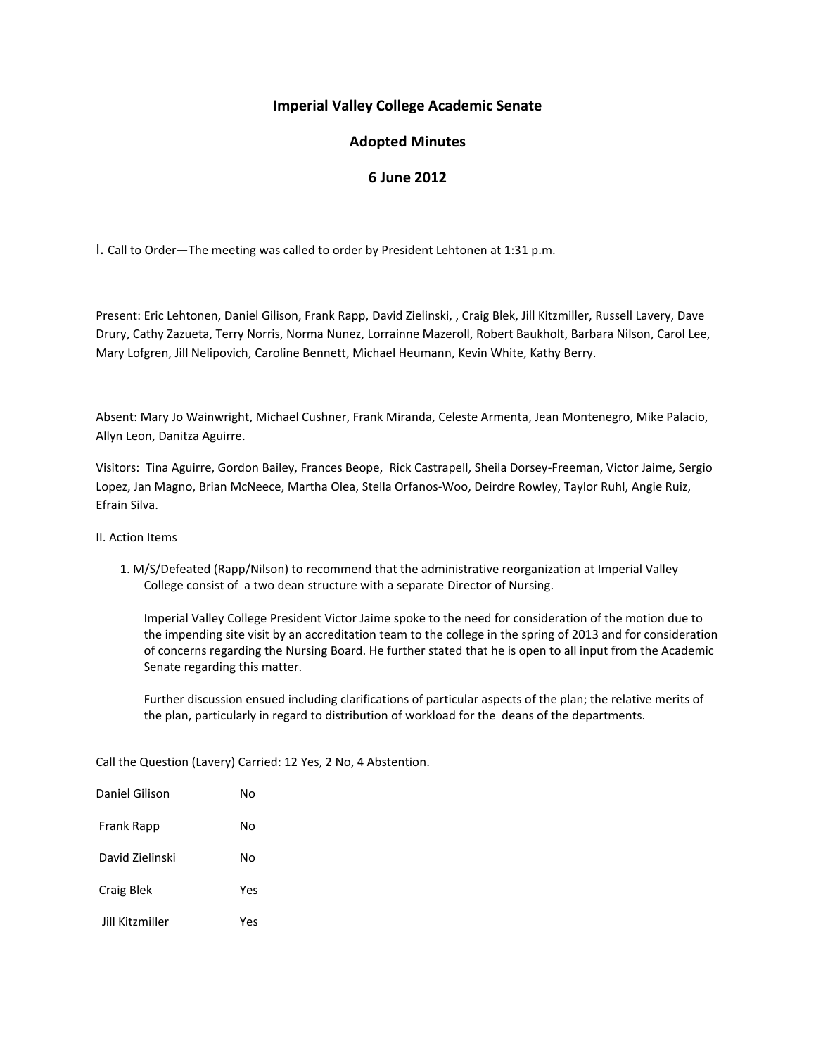# Imperial Valley College Academic Senate

## Adopted Minutes

## 6 June 2012

I. Call to Order—The meeting was called to order by President Lehtonen at 1:31 p.m.

Present: Eric Lehtonen, Daniel Gilison, Frank Rapp, David Zielinski, , Craig Blek, Jill Kitzmiller, Russell Lavery, Dave Drury, Cathy Zazueta, Terry Norris, Norma Nunez, Lorrainne Mazeroll, Robert Baukholt, Barbara Nilson, Carol Lee, Mary Lofgren, Jill Nelipovich, Caroline Bennett, Michael Heumann, Kevin White, Kathy Berry.

Absent: Mary Jo Wainwright, Michael Cushner, Frank Miranda, Celeste Armenta, Jean Montenegro, Mike Palacio, Allyn Leon, Danitza Aguirre.

Visitors: Tina Aguirre, Gordon Bailey, Frances Beope, Rick Castrapell, Sheila Dorsey-Freeman, Victor Jaime, Sergio Lopez, Jan Magno, Brian McNeece, Martha Olea, Stella Orfanos-Woo, Deirdre Rowley, Taylor Ruhl, Angie Ruiz, Efrain Silva.

II. Action Items

1. M/S/Defeated (Rapp/Nilson) to recommend that the administrative reorganization at Imperial Valley College consist of a two dean structure with a separate Director of Nursing.

   Imperial Valley College President Victor Jaime spoke to the need for consideration of the motion due to the impending site visit by an accreditation team to the college in the spring of 2013 and for consideration of concerns regarding the Nursing Board. He further stated that he is open to all input from the Academic Senate regarding this matter.

   Further discussion ensued including clarifications of particular aspects of the plan; the relative merits of the plan, particularly in regard to distribution of workload for the deans of the departments.

Call the Question (Lavery) Carried: 12 Yes, 2 No, 4 Abstention.

| | |
|---|---|
| Daniel Gilison | No |
| Frank Rapp | No |
| David Zielinski | No |
| Craig Blek | Yes |
| Jill Kitzmiller | Yes |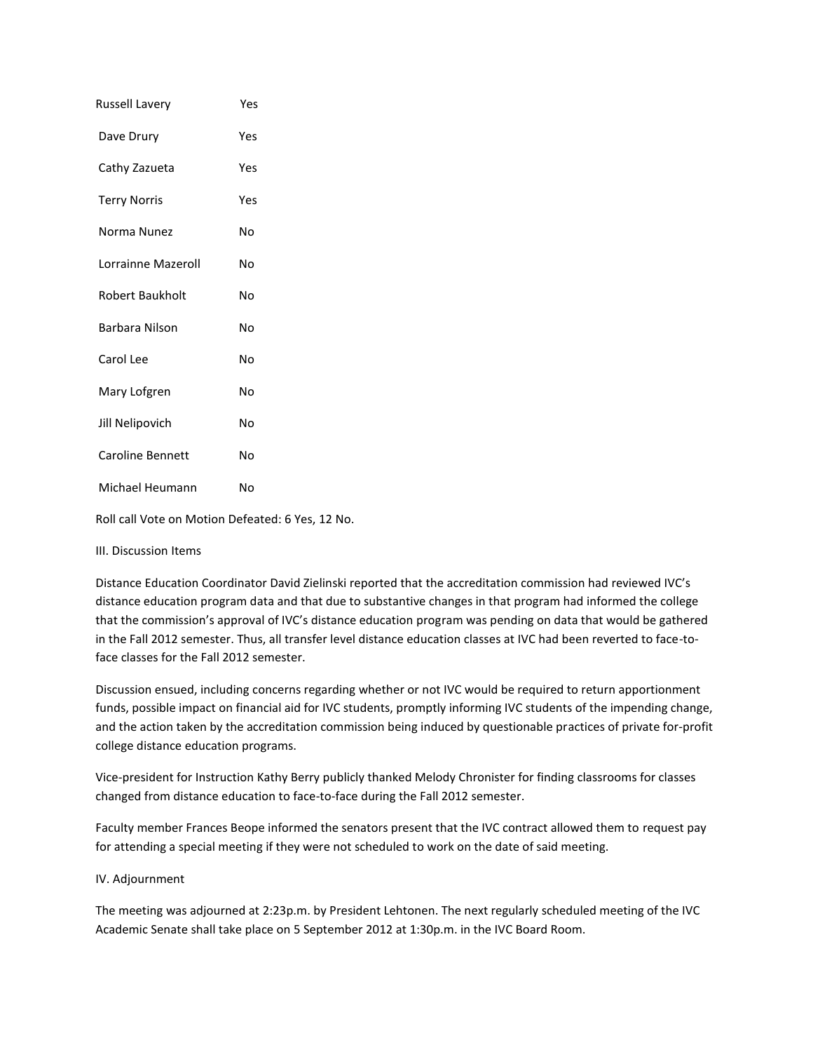| | |
|---|---|
| Russell Lavery | Yes |
| Dave Drury | Yes |
| Cathy Zazueta | Yes |
| Terry Norris | Yes |
| Norma Nunez | No |
| Lorrainne Mazeroll | No |
| Robert Baukholt | No |
| Barbara Nilson | No |
| Carol Lee | No |
| Mary Lofgren | No |
| Jill Nelipovich | No |
| Caroline Bennett | No |
| Michael Heumann | No |

Roll call Vote on Motion Defeated: 6 Yes, 12 No.

III. Discussion Items

Distance Education Coordinator David Zielinski reported that the accreditation commission had reviewed IVC's distance education program data and that due to substantive changes in that program had informed the college that the commission's approval of IVC's distance education program was pending on data that would be gathered in the Fall 2012 semester. Thus, all transfer level distance education classes at IVC had been reverted to face-to-face classes for the Fall 2012 semester.

Discussion ensued, including concerns regarding whether or not IVC would be required to return apportionment funds, possible impact on financial aid for IVC students, promptly informing IVC students of the impending change, and the action taken by the accreditation commission being induced by questionable practices of private for-profit college distance education programs.

Vice-president for Instruction Kathy Berry publicly thanked Melody Chronister for finding classrooms for classes changed from distance education to face-to-face during the Fall 2012 semester.

Faculty member Frances Beope informed the senators present that the IVC contract allowed them to request pay for attending a special meeting if they were not scheduled to work on the date of said meeting.

IV. Adjournment

The meeting was adjourned at 2:23p.m. by President Lehtonen. The next regularly scheduled meeting of the IVC Academic Senate shall take place on 5 September 2012 at 1:30p.m. in the IVC Board Room.